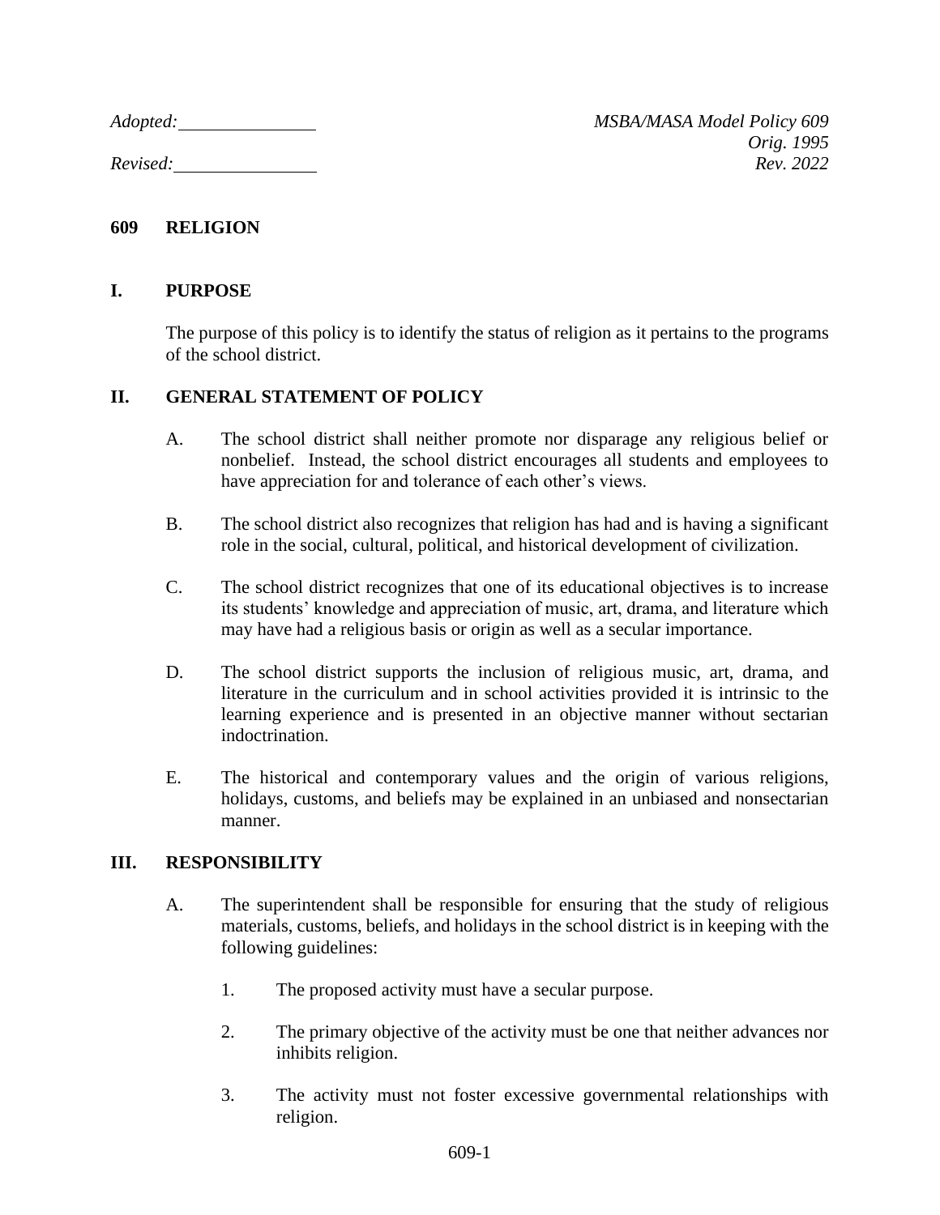*Adopted:* ______________ *MSBA/MASA Model Policy 609*
*Orig. 1995*
*Revised:* ______________ *Rev. 2022*

# 609 RELIGION

## I. PURPOSE

The purpose of this policy is to identify the status of religion as it pertains to the programs of the school district.

## II. GENERAL STATEMENT OF POLICY

A. The school district shall neither promote nor disparage any religious belief or nonbelief. Instead, the school district encourages all students and employees to have appreciation for and tolerance of each other's views.

B. The school district also recognizes that religion has had and is having a significant role in the social, cultural, political, and historical development of civilization.

C. The school district recognizes that one of its educational objectives is to increase its students' knowledge and appreciation of music, art, drama, and literature which may have had a religious basis or origin as well as a secular importance.

D. The school district supports the inclusion of religious music, art, drama, and literature in the curriculum and in school activities provided it is intrinsic to the learning experience and is presented in an objective manner without sectarian indoctrination.

E. The historical and contemporary values and the origin of various religions, holidays, customs, and beliefs may be explained in an unbiased and nonsectarian manner.

## III. RESPONSIBILITY

A. The superintendent shall be responsible for ensuring that the study of religious materials, customs, beliefs, and holidays in the school district is in keeping with the following guidelines:

1. The proposed activity must have a secular purpose.

2. The primary objective of the activity must be one that neither advances nor inhibits religion.

3. The activity must not foster excessive governmental relationships with religion.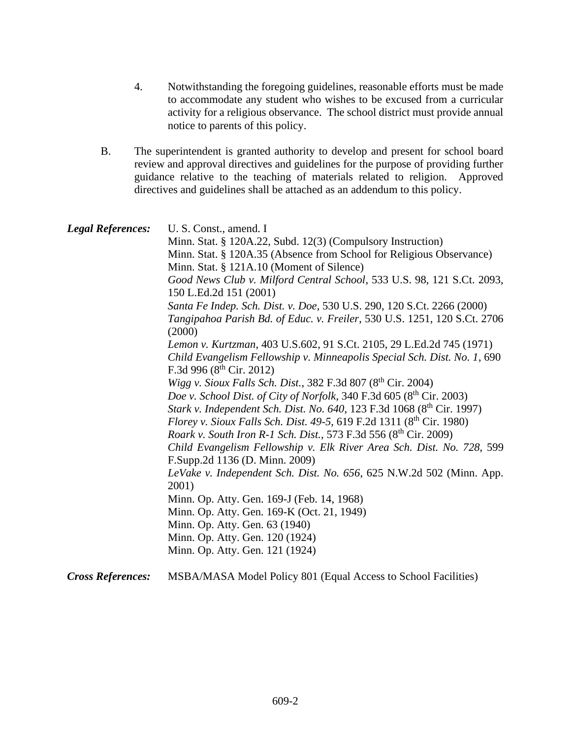4. Notwithstanding the foregoing guidelines, reasonable efforts must be made to accommodate any student who wishes to be excused from a curricular activity for a religious observance. The school district must provide annual notice to parents of this policy.

B. The superintendent is granted authority to develop and present for school board review and approval directives and guidelines for the purpose of providing further guidance relative to the teaching of materials related to religion. Approved directives and guidelines shall be attached as an addendum to this policy.

***Legal References:***

U. S. Const., amend. I
Minn. Stat. § 120A.22, Subd. 12(3) (Compulsory Instruction)
Minn. Stat. § 120A.35 (Absence from School for Religious Observance)
Minn. Stat. § 121A.10 (Moment of Silence)
*Good News Club v. Milford Central School*, 533 U.S. 98, 121 S.Ct. 2093, 150 L.Ed.2d 151 (2001)
*Santa Fe Indep. Sch. Dist. v. Doe*, 530 U.S. 290, 120 S.Ct. 2266 (2000)
*Tangipahoa Parish Bd. of Educ. v. Freiler*, 530 U.S. 1251, 120 S.Ct. 2706 (2000)
*Lemon v. Kurtzman*, 403 U.S.602, 91 S.Ct. 2105, 29 L.Ed.2d 745 (1971)
*Child Evangelism Fellowship v. Minneapolis Special Sch. Dist. No. 1*, 690 F.3d 996 (8th Cir. 2012)
*Wigg v. Sioux Falls Sch. Dist.*, 382 F.3d 807 (8th Cir. 2004)
*Doe v. School Dist. of City of Norfolk*, 340 F.3d 605 (8th Cir. 2003)
*Stark v. Independent Sch. Dist. No. 640*, 123 F.3d 1068 (8th Cir. 1997)
*Florey v. Sioux Falls Sch. Dist. 49-5*, 619 F.2d 1311 (8th Cir. 1980)
*Roark v. South Iron R-1 Sch. Dist.*, 573 F.3d 556 (8th Cir. 2009)
*Child Evangelism Fellowship v. Elk River Area Sch. Dist. No. 728*, 599 F.Supp.2d 1136 (D. Minn. 2009)
*LeVake v. Independent Sch. Dist. No. 656*, 625 N.W.2d 502 (Minn. App. 2001)
Minn. Op. Atty. Gen. 169-J (Feb. 14, 1968)
Minn. Op. Atty. Gen. 169-K (Oct. 21, 1949)
Minn. Op. Atty. Gen. 63 (1940)
Minn. Op. Atty. Gen. 120 (1924)
Minn. Op. Atty. Gen. 121 (1924)

***Cross References:***

MSBA/MASA Model Policy 801 (Equal Access to School Facilities)